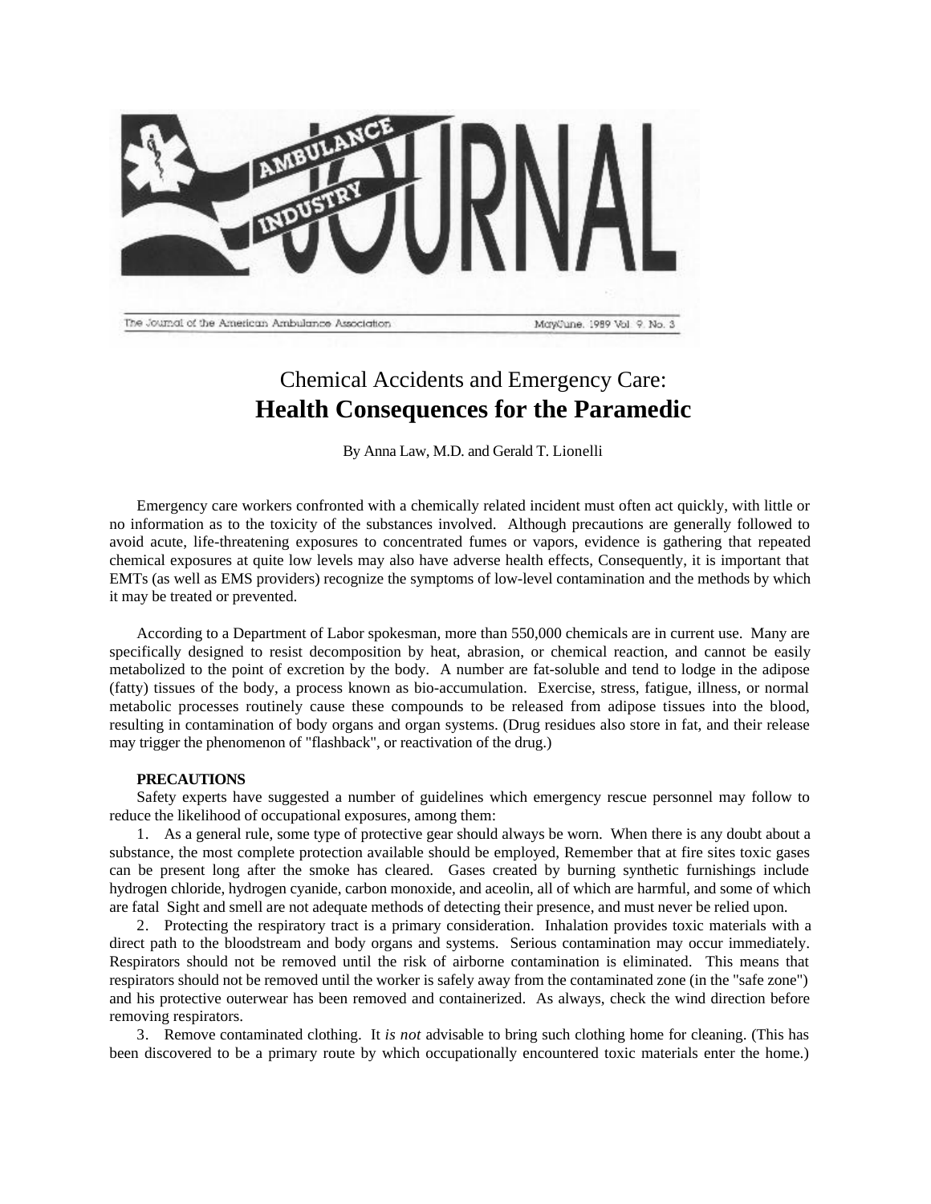Ambulance Industry Journal

The Journal of the American Ambulance Association — May/June, 1989 Vol. 9, No. 3

# Chemical Accidents and Emergency Care: **Health Consequences for the Paramedic**

By Anna Law, M.D. and Gerald T. Lionelli

Emergency care workers confronted with a chemically related incident must often act quickly, with little or no information as to the toxicity of the substances involved. Although precautions are generally followed to avoid acute, life-threatening exposures to concentrated fumes or vapors, evidence is gathering that repeated chemical exposures at quite low levels may also have adverse health effects, Consequently, it is important that EMTs (as well as EMS providers) recognize the symptoms of low-level contamination and the methods by which it may be treated or prevented.

According to a Department of Labor spokesman, more than 550,000 chemicals are in current use. Many are specifically designed to resist decomposition by heat, abrasion, or chemical reaction, and cannot be easily metabolized to the point of excretion by the body. A number are fat-soluble and tend to lodge in the adipose (fatty) tissues of the body, a process known as bio-accumulation. Exercise, stress, fatigue, illness, or normal metabolic processes routinely cause these compounds to be released from adipose tissues into the blood, resulting in contamination of body organs and organ systems. (Drug residues also store in fat, and their release may trigger the phenomenon of "flashback", or reactivation of the drug.)

**PRECAUTIONS**

Safety experts have suggested a number of guidelines which emergency rescue personnel may follow to reduce the likelihood of occupational exposures, among them:

1. As a general rule, some type of protective gear should always be worn. When there is any doubt about a substance, the most complete protection available should be employed, Remember that at fire sites toxic gases can be present long after the smoke has cleared. Gases created by burning synthetic furnishings include hydrogen chloride, hydrogen cyanide, carbon monoxide, and aceolin, all of which are harmful, and some of which are fatal Sight and smell are not adequate methods of detecting their presence, and must never be relied upon.

2. Protecting the respiratory tract is a primary consideration. Inhalation provides toxic materials with a direct path to the bloodstream and body organs and systems. Serious contamination may occur immediately. Respirators should not be removed until the risk of airborne contamination is eliminated. This means that respirators should not be removed until the worker is safely away from the contaminated zone (in the "safe zone") and his protective outerwear has been removed and containerized. As always, check the wind direction before removing respirators.

3. Remove contaminated clothing. It *is not* advisable to bring such clothing home for cleaning. (This has been discovered to be a primary route by which occupationally encountered toxic materials enter the home.)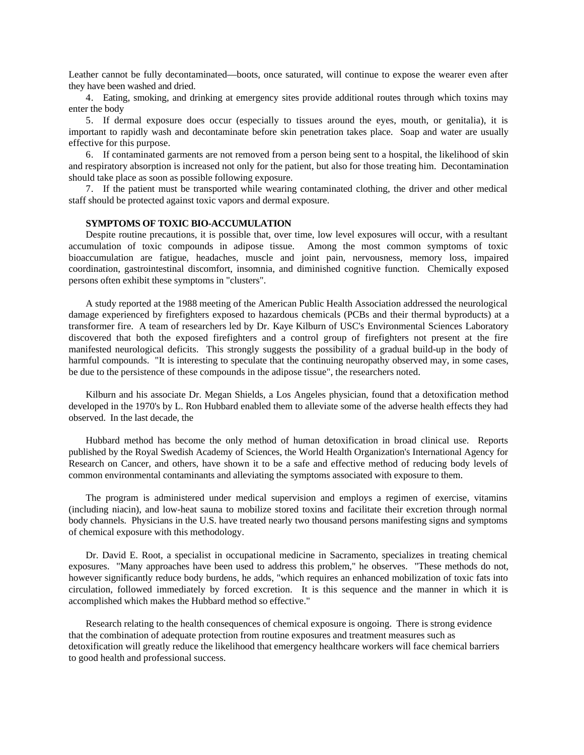Leather cannot be fully decontaminated—boots, once saturated, will continue to expose the wearer even after they have been washed and dried.

4. Eating, smoking, and drinking at emergency sites provide additional routes through which toxins may enter the body

5. If dermal exposure does occur (especially to tissues around the eyes, mouth, or genitalia), it is important to rapidly wash and decontaminate before skin penetration takes place. Soap and water are usually effective for this purpose.

6. If contaminated garments are not removed from a person being sent to a hospital, the likelihood of skin and respiratory absorption is increased not only for the patient, but also for those treating him. Decontamination should take place as soon as possible following exposure.

7. If the patient must be transported while wearing contaminated clothing, the driver and other medical staff should be protected against toxic vapors and dermal exposure.

**SYMPTOMS OF TOXIC BIO-ACCUMULATION**

Despite routine precautions, it is possible that, over time, low level exposures will occur, with a resultant accumulation of toxic compounds in adipose tissue. Among the most common symptoms of toxic bioaccumulation are fatigue, headaches, muscle and joint pain, nervousness, memory loss, impaired coordination, gastrointestinal discomfort, insomnia, and diminished cognitive function. Chemically exposed persons often exhibit these symptoms in "clusters".

A study reported at the 1988 meeting of the American Public Health Association addressed the neurological damage experienced by firefighters exposed to hazardous chemicals (PCBs and their thermal byproducts) at a transformer fire. A team of researchers led by Dr. Kaye Kilburn of USC's Environmental Sciences Laboratory discovered that both the exposed firefighters and a control group of firefighters not present at the fire manifested neurological deficits. This strongly suggests the possibility of a gradual build-up in the body of harmful compounds. "It is interesting to speculate that the continuing neuropathy observed may, in some cases, be due to the persistence of these compounds in the adipose tissue", the researchers noted.

Kilburn and his associate Dr. Megan Shields, a Los Angeles physician, found that a detoxification method developed in the 1970's by L. Ron Hubbard enabled them to alleviate some of the adverse health effects they had observed. In the last decade, the

Hubbard method has become the only method of human detoxification in broad clinical use. Reports published by the Royal Swedish Academy of Sciences, the World Health Organization's International Agency for Research on Cancer, and others, have shown it to be a safe and effective method of reducing body levels of common environmental contaminants and alleviating the symptoms associated with exposure to them.

The program is administered under medical supervision and employs a regimen of exercise, vitamins (including niacin), and low-heat sauna to mobilize stored toxins and facilitate their excretion through normal body channels. Physicians in the U.S. have treated nearly two thousand persons manifesting signs and symptoms of chemical exposure with this methodology.

Dr. David E. Root, a specialist in occupational medicine in Sacramento, specializes in treating chemical exposures. "Many approaches have been used to address this problem," he observes. "These methods do not, however significantly reduce body burdens, he adds, "which requires an enhanced mobilization of toxic fats into circulation, followed immediately by forced excretion. It is this sequence and the manner in which it is accomplished which makes the Hubbard method so effective."

Research relating to the health consequences of chemical exposure is ongoing. There is strong evidence that the combination of adequate protection from routine exposures and treatment measures such as detoxification will greatly reduce the likelihood that emergency healthcare workers will face chemical barriers to good health and professional success.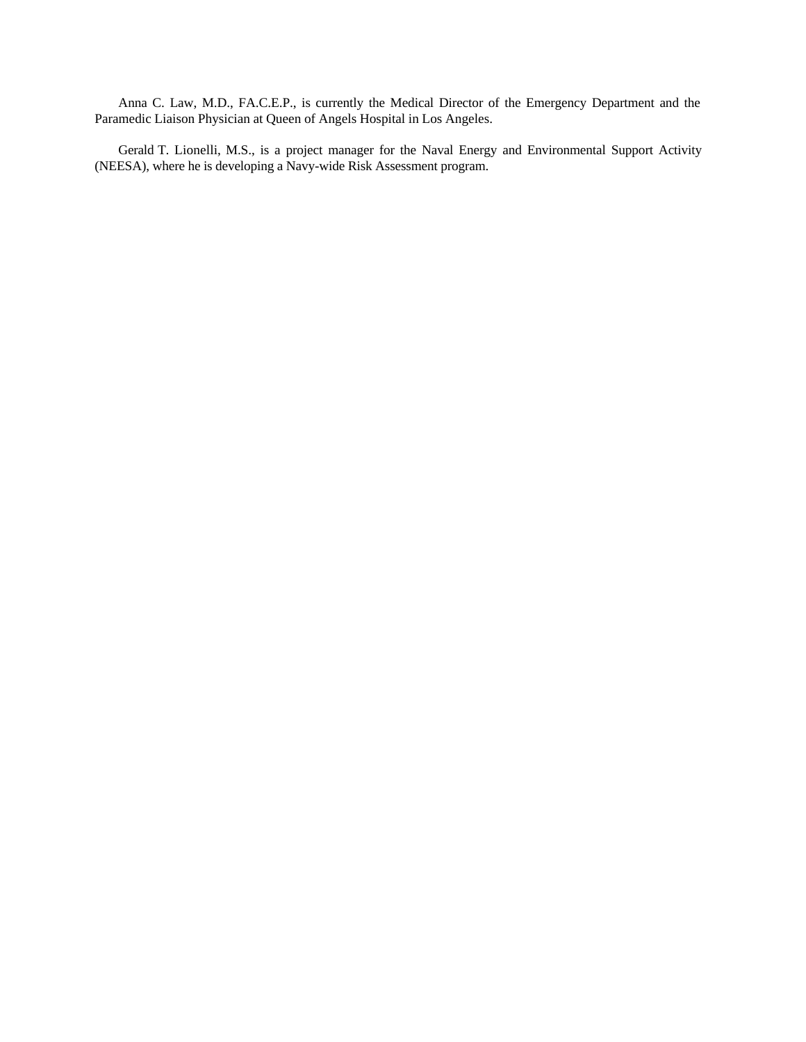Anna C. Law, M.D., FA.C.E.P., is currently the Medical Director of the Emergency Department and the Paramedic Liaison Physician at Queen of Angels Hospital in Los Angeles.

Gerald T. Lionelli, M.S., is a project manager for the Naval Energy and Environmental Support Activity (NEESA), where he is developing a Navy-wide Risk Assessment program.